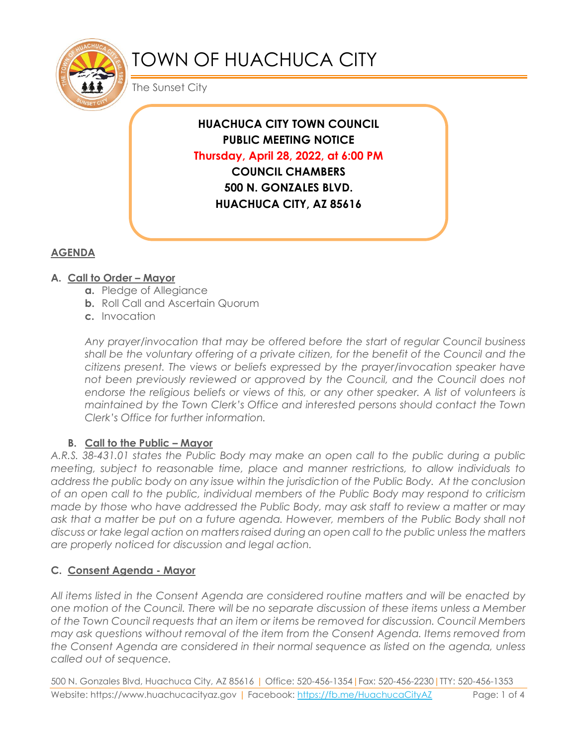# TOWN OF HUACHUCA CITY

The Sunset City

**HUACHUCA CITY TOWN COUNCIL**
**PUBLIC MEETING NOTICE**
**Thursday, April 28, 2022, at 6:00 PM**
**COUNCIL CHAMBERS**
**500 N. GONZALES BLVD.**
**HUACHUCA CITY, AZ 85616**

## AGENDA

### A. Call to Order – Mayor

a. Pledge of Allegiance
b. Roll Call and Ascertain Quorum
c. Invocation

*Any prayer/invocation that may be offered before the start of regular Council business shall be the voluntary offering of a private citizen, for the benefit of the Council and the citizens present. The views or beliefs expressed by the prayer/invocation speaker have not been previously reviewed or approved by the Council, and the Council does not endorse the religious beliefs or views of this, or any other speaker. A list of volunteers is maintained by the Town Clerk's Office and interested persons should contact the Town Clerk's Office for further information.*

### B. Call to the Public – Mayor

*A.R.S. 38-431.01 states the Public Body may make an open call to the public during a public meeting, subject to reasonable time, place and manner restrictions, to allow individuals to address the public body on any issue within the jurisdiction of the Public Body. At the conclusion of an open call to the public, individual members of the Public Body may respond to criticism made by those who have addressed the Public Body, may ask staff to review a matter or may ask that a matter be put on a future agenda. However, members of the Public Body shall not discuss or take legal action on matters raised during an open call to the public unless the matters are properly noticed for discussion and legal action.*

### C. Consent Agenda - Mayor

*All items listed in the Consent Agenda are considered routine matters and will be enacted by one motion of the Council. There will be no separate discussion of these items unless a Member of the Town Council requests that an item or items be removed for discussion. Council Members may ask questions without removal of the item from the Consent Agenda. Items removed from the Consent Agenda are considered in their normal sequence as listed on the agenda, unless called out of sequence.*

500 N. Gonzales Blvd, Huachuca City, AZ 85616 | Office: 520-456-1354 | Fax: 520-456-2230 | TTY: 520-456-1353
Website: https://www.huachucacityaz.gov | Facebook: https://fb.me/HuachucaCityAZ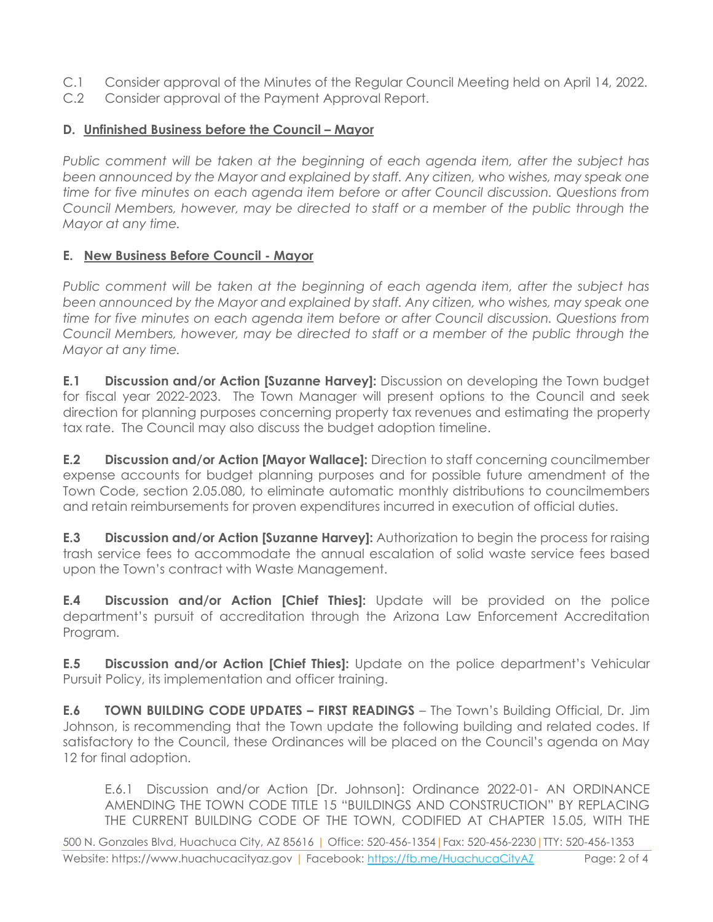C.1 Consider approval of the Minutes of the Regular Council Meeting held on April 14, 2022.
C.2 Consider approval of the Payment Approval Report.

## D. Unfinished Business before the Council – Mayor

*Public comment will be taken at the beginning of each agenda item, after the subject has been announced by the Mayor and explained by staff. Any citizen, who wishes, may speak one time for five minutes on each agenda item before or after Council discussion. Questions from Council Members, however, may be directed to staff or a member of the public through the Mayor at any time.*

## E. New Business Before Council - Mayor

*Public comment will be taken at the beginning of each agenda item, after the subject has been announced by the Mayor and explained by staff. Any citizen, who wishes, may speak one time for five minutes on each agenda item before or after Council discussion. Questions from Council Members, however, may be directed to staff or a member of the public through the Mayor at any time.*

**E.1 Discussion and/or Action [Suzanne Harvey]:** Discussion on developing the Town budget for fiscal year 2022-2023. The Town Manager will present options to the Council and seek direction for planning purposes concerning property tax revenues and estimating the property tax rate. The Council may also discuss the budget adoption timeline.

**E.2 Discussion and/or Action [Mayor Wallace]:** Direction to staff concerning councilmember expense accounts for budget planning purposes and for possible future amendment of the Town Code, section 2.05.080, to eliminate automatic monthly distributions to councilmembers and retain reimbursements for proven expenditures incurred in execution of official duties.

**E.3 Discussion and/or Action [Suzanne Harvey]:** Authorization to begin the process for raising trash service fees to accommodate the annual escalation of solid waste service fees based upon the Town's contract with Waste Management.

**E.4 Discussion and/or Action [Chief Thies]:** Update will be provided on the police department's pursuit of accreditation through the Arizona Law Enforcement Accreditation Program.

**E.5 Discussion and/or Action [Chief Thies]:** Update on the police department's Vehicular Pursuit Policy, its implementation and officer training.

**E.6 TOWN BUILDING CODE UPDATES – FIRST READINGS** – The Town's Building Official, Dr. Jim Johnson, is recommending that the Town update the following building and related codes. If satisfactory to the Council, these Ordinances will be placed on the Council's agenda on May 12 for final adoption.

E.6.1 Discussion and/or Action [Dr. Johnson]: Ordinance 2022-01- AN ORDINANCE AMENDING THE TOWN CODE TITLE 15 "BUILDINGS AND CONSTRUCTION" BY REPLACING THE CURRENT BUILDING CODE OF THE TOWN, CODIFIED AT CHAPTER 15.05, WITH THE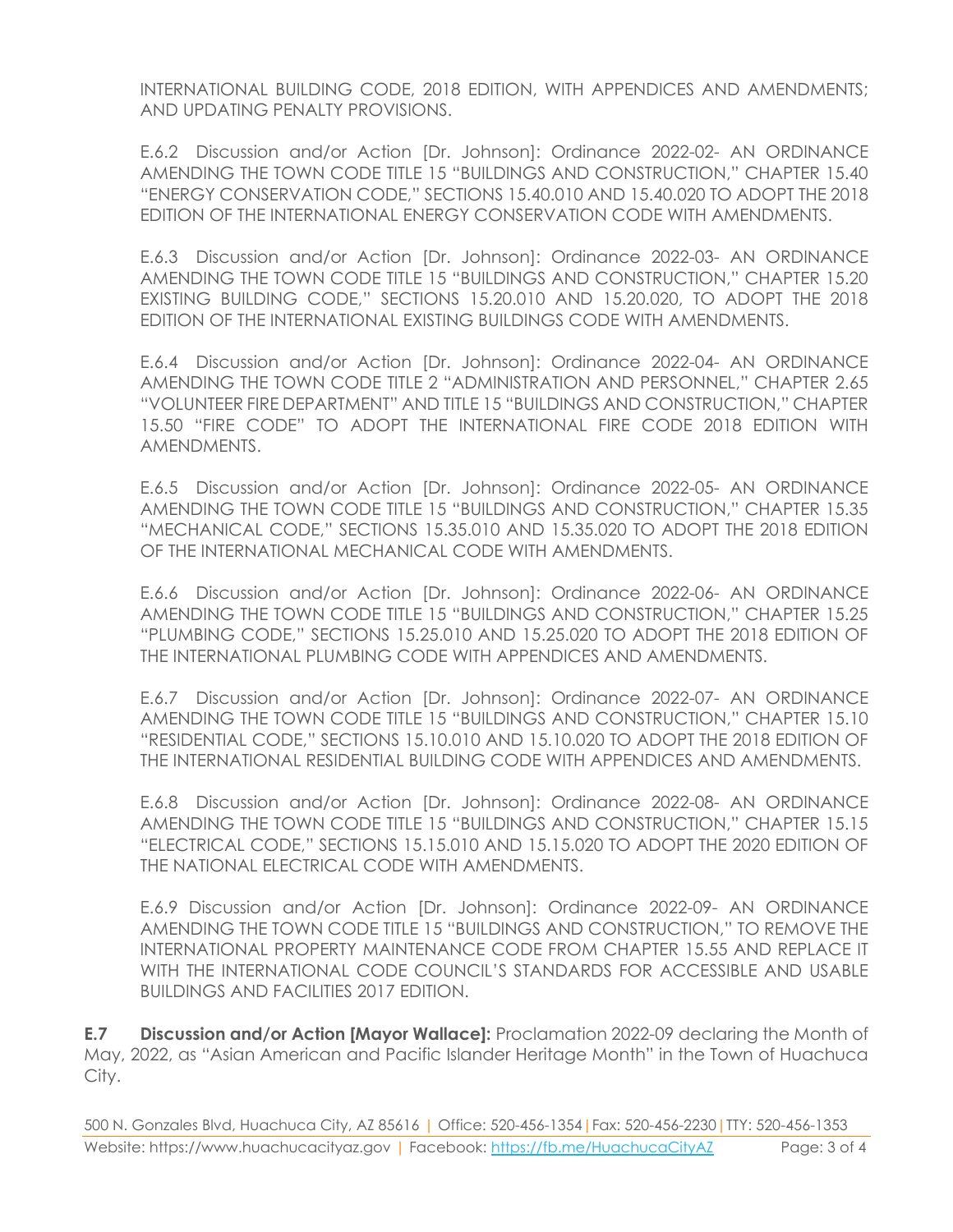INTERNATIONAL BUILDING CODE, 2018 EDITION, WITH APPENDICES AND AMENDMENTS; AND UPDATING PENALTY PROVISIONS.

E.6.2 Discussion and/or Action [Dr. Johnson]: Ordinance 2022-02- AN ORDINANCE AMENDING THE TOWN CODE TITLE 15 "BUILDINGS AND CONSTRUCTION," CHAPTER 15.40 "ENERGY CONSERVATION CODE," SECTIONS 15.40.010 AND 15.40.020 TO ADOPT THE 2018 EDITION OF THE INTERNATIONAL ENERGY CONSERVATION CODE WITH AMENDMENTS.

E.6.3 Discussion and/or Action [Dr. Johnson]: Ordinance 2022-03- AN ORDINANCE AMENDING THE TOWN CODE TITLE 15 "BUILDINGS AND CONSTRUCTION," CHAPTER 15.20 EXISTING BUILDING CODE," SECTIONS 15.20.010 AND 15.20.020, TO ADOPT THE 2018 EDITION OF THE INTERNATIONAL EXISTING BUILDINGS CODE WITH AMENDMENTS.

E.6.4 Discussion and/or Action [Dr. Johnson]: Ordinance 2022-04- AN ORDINANCE AMENDING THE TOWN CODE TITLE 2 "ADMINISTRATION AND PERSONNEL," CHAPTER 2.65 "VOLUNTEER FIRE DEPARTMENT" AND TITLE 15 "BUILDINGS AND CONSTRUCTION," CHAPTER 15.50 "FIRE CODE" TO ADOPT THE INTERNATIONAL FIRE CODE 2018 EDITION WITH AMENDMENTS.

E.6.5 Discussion and/or Action [Dr. Johnson]: Ordinance 2022-05- AN ORDINANCE AMENDING THE TOWN CODE TITLE 15 "BUILDINGS AND CONSTRUCTION," CHAPTER 15.35 "MECHANICAL CODE," SECTIONS 15.35.010 AND 15.35.020 TO ADOPT THE 2018 EDITION OF THE INTERNATIONAL MECHANICAL CODE WITH AMENDMENTS.

E.6.6 Discussion and/or Action [Dr. Johnson]: Ordinance 2022-06- AN ORDINANCE AMENDING THE TOWN CODE TITLE 15 "BUILDINGS AND CONSTRUCTION," CHAPTER 15.25 "PLUMBING CODE," SECTIONS 15.25.010 AND 15.25.020 TO ADOPT THE 2018 EDITION OF THE INTERNATIONAL PLUMBING CODE WITH APPENDICES AND AMENDMENTS.

E.6.7 Discussion and/or Action [Dr. Johnson]: Ordinance 2022-07- AN ORDINANCE AMENDING THE TOWN CODE TITLE 15 "BUILDINGS AND CONSTRUCTION," CHAPTER 15.10 "RESIDENTIAL CODE," SECTIONS 15.10.010 AND 15.10.020 TO ADOPT THE 2018 EDITION OF THE INTERNATIONAL RESIDENTIAL BUILDING CODE WITH APPENDICES AND AMENDMENTS.

E.6.8 Discussion and/or Action [Dr. Johnson]: Ordinance 2022-08- AN ORDINANCE AMENDING THE TOWN CODE TITLE 15 "BUILDINGS AND CONSTRUCTION," CHAPTER 15.15 "ELECTRICAL CODE," SECTIONS 15.15.010 AND 15.15.020 TO ADOPT THE 2020 EDITION OF THE NATIONAL ELECTRICAL CODE WITH AMENDMENTS.

E.6.9 Discussion and/or Action [Dr. Johnson]: Ordinance 2022-09- AN ORDINANCE AMENDING THE TOWN CODE TITLE 15 "BUILDINGS AND CONSTRUCTION," TO REMOVE THE INTERNATIONAL PROPERTY MAINTENANCE CODE FROM CHAPTER 15.55 AND REPLACE IT WITH THE INTERNATIONAL CODE COUNCIL'S STANDARDS FOR ACCESSIBLE AND USABLE BUILDINGS AND FACILITIES 2017 EDITION.

**E.7 Discussion and/or Action [Mayor Wallace]:** Proclamation 2022-09 declaring the Month of May, 2022, as "Asian American and Pacific Islander Heritage Month" in the Town of Huachuca City.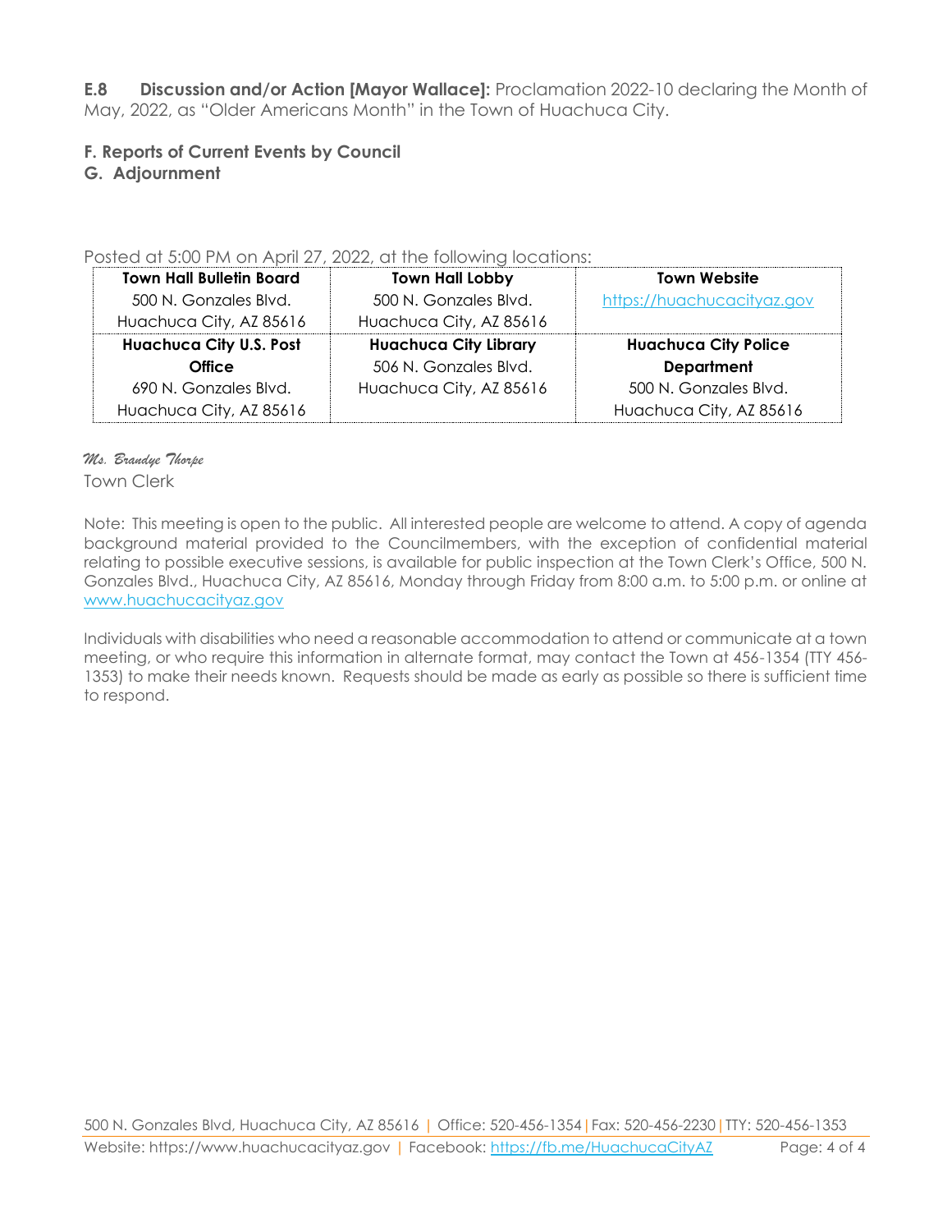**E.8 Discussion and/or Action [Mayor Wallace]:** Proclamation 2022-10 declaring the Month of May, 2022, as "Older Americans Month" in the Town of Huachuca City.

**F. Reports of Current Events by Council**

**G. Adjournment**

Posted at 5:00 PM on April 27, 2022, at the following locations:

| | | |
|---|---|---|
| **Town Hall Bulletin Board**<br>500 N. Gonzales Blvd.<br>Huachuca City, AZ 85616 | **Town Hall Lobby**<br>500 N. Gonzales Blvd.<br>Huachuca City, AZ 85616 | **Town Website**<br>https://huachucacityaz.gov |
| **Huachuca City U.S. Post Office**<br>690 N. Gonzales Blvd.<br>Huachuca City, AZ 85616 | **Huachuca City Library**<br>506 N. Gonzales Blvd.<br>Huachuca City, AZ 85616 | **Huachuca City Police Department**<br>500 N. Gonzales Blvd.<br>Huachuca City, AZ 85616 |

*Ms. Brandye Thorpe*
Town Clerk

Note: This meeting is open to the public. All interested people are welcome to attend. A copy of agenda background material provided to the Councilmembers, with the exception of confidential material relating to possible executive sessions, is available for public inspection at the Town Clerk's Office, 500 N. Gonzales Blvd., Huachuca City, AZ 85616, Monday through Friday from 8:00 a.m. to 5:00 p.m. or online at www.huachucacityaz.gov

Individuals with disabilities who need a reasonable accommodation to attend or communicate at a town meeting, or who require this information in alternate format, may contact the Town at 456-1354 (TTY 456-1353) to make their needs known. Requests should be made as early as possible so there is sufficient time to respond.